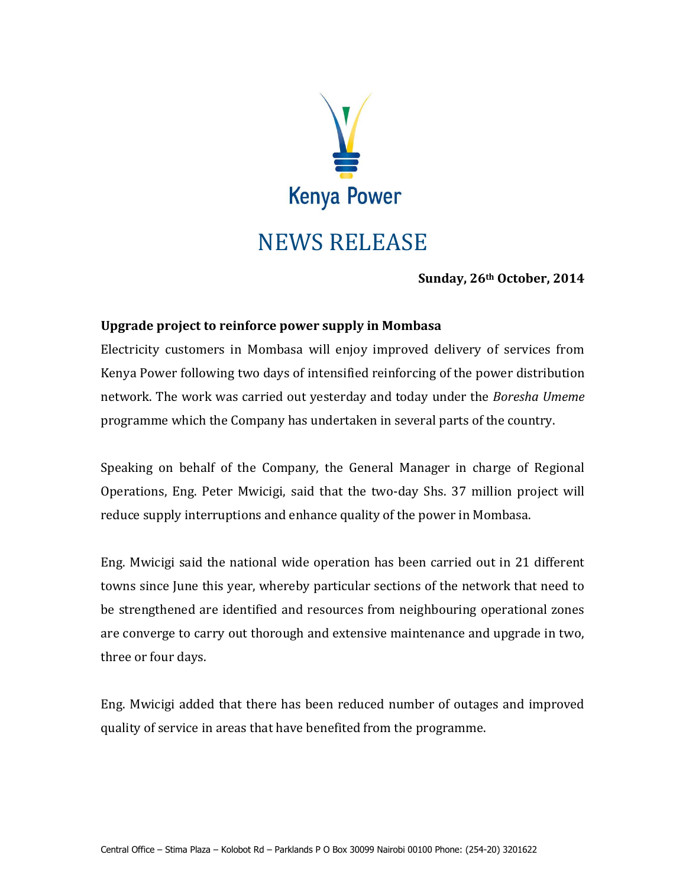Kenya Power

# NEWS RELEASE

**Sunday, 26th October, 2014**

**Upgrade project to reinforce power supply in Mombasa**

Electricity customers in Mombasa will enjoy improved delivery of services from Kenya Power following two days of intensified reinforcing of the power distribution network. The work was carried out yesterday and today under the *Boresha Umeme* programme which the Company has undertaken in several parts of the country.

Speaking on behalf of the Company, the General Manager in charge of Regional Operations, Eng. Peter Mwicigi, said that the two-day Shs. 37 million project will reduce supply interruptions and enhance quality of the power in Mombasa.

Eng. Mwicigi said the national wide operation has been carried out in 21 different towns since June this year, whereby particular sections of the network that need to be strengthened are identified and resources from neighbouring operational zones are converge to carry out thorough and extensive maintenance and upgrade in two, three or four days.

Eng. Mwicigi added that there has been reduced number of outages and improved quality of service in areas that have benefited from the programme.

Central Office – Stima Plaza – Kolobot Rd – Parklands P O Box 30099 Nairobi 00100 Phone: (254-20) 3201622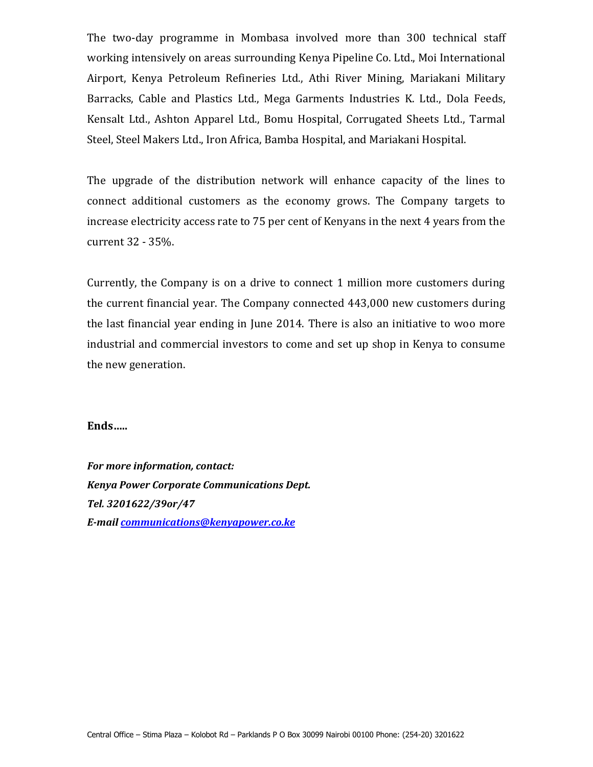The two-day programme in Mombasa involved more than 300 technical staff working intensively on areas surrounding Kenya Pipeline Co. Ltd., Moi International Airport, Kenya Petroleum Refineries Ltd., Athi River Mining, Mariakani Military Barracks, Cable and Plastics Ltd., Mega Garments Industries K. Ltd., Dola Feeds, Kensalt Ltd., Ashton Apparel Ltd., Bomu Hospital, Corrugated Sheets Ltd., Tarmal Steel, Steel Makers Ltd., Iron Africa, Bamba Hospital, and Mariakani Hospital.

The upgrade of the distribution network will enhance capacity of the lines to connect additional customers as the economy grows. The Company targets to increase electricity access rate to 75 per cent of Kenyans in the next 4 years from the current 32 - 35%.

Currently, the Company is on a drive to connect 1 million more customers during the current financial year. The Company connected 443,000 new customers during the last financial year ending in June 2014. There is also an initiative to woo more industrial and commercial investors to come and set up shop in Kenya to consume the new generation.

**Ends…..**

***For more information, contact:***
***Kenya Power Corporate Communications Dept.***
***Tel. 3201622/39or/47***
***E-mail communications@kenyapower.co.ke***

Central Office – Stima Plaza – Kolobot Rd – Parklands P O Box 30099 Nairobi 00100 Phone: (254-20) 3201622